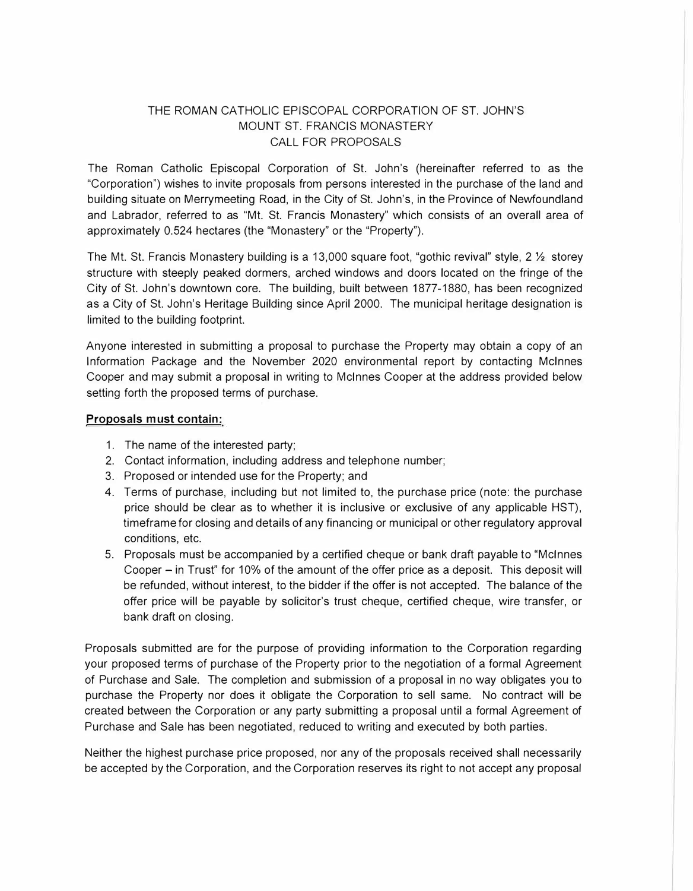# THE ROMAN CATHOLIC EPISCOPAL CORPORATION OF ST. JOHN'S
## MOUNT ST. FRANCIS MONASTERY
## CALL FOR PROPOSALS

The Roman Catholic Episcopal Corporation of St. John's (hereinafter referred to as the "Corporation") wishes to invite proposals from persons interested in the purchase of the land and building situate on Merrymeeting Road, in the City of St. John's, in the Province of Newfoundland and Labrador, referred to as "Mt. St. Francis Monastery" which consists of an overall area of approximately 0.524 hectares (the "Monastery" or the "Property").

The Mt. St. Francis Monastery building is a 13,000 square foot, "gothic revival" style, 2 ½ storey structure with steeply peaked dormers, arched windows and doors located on the fringe of the City of St. John's downtown core. The building, built between 1877-1880, has been recognized as a City of St. John's Heritage Building since April 2000. The municipal heritage designation is limited to the building footprint.

Anyone interested in submitting a proposal to purchase the Property may obtain a copy of an Information Package and the November 2020 environmental report by contacting McInnes Cooper and may submit a proposal in writing to McInnes Cooper at the address provided below setting forth the proposed terms of purchase.

**Proposals must contain:**

1. The name of the interested party;
2. Contact information, including address and telephone number;
3. Proposed or intended use for the Property; and
4. Terms of purchase, including but not limited to, the purchase price (note: the purchase price should be clear as to whether it is inclusive or exclusive of any applicable HST), timeframe for closing and details of any financing or municipal or other regulatory approval conditions, etc.
5. Proposals must be accompanied by a certified cheque or bank draft payable to "McInnes Cooper – in Trust" for 10% of the amount of the offer price as a deposit. This deposit will be refunded, without interest, to the bidder if the offer is not accepted. The balance of the offer price will be payable by solicitor's trust cheque, certified cheque, wire transfer, or bank draft on closing.

Proposals submitted are for the purpose of providing information to the Corporation regarding your proposed terms of purchase of the Property prior to the negotiation of a formal Agreement of Purchase and Sale. The completion and submission of a proposal in no way obligates you to purchase the Property nor does it obligate the Corporation to sell same. No contract will be created between the Corporation or any party submitting a proposal until a formal Agreement of Purchase and Sale has been negotiated, reduced to writing and executed by both parties.

Neither the highest purchase price proposed, nor any of the proposals received shall necessarily be accepted by the Corporation, and the Corporation reserves its right to not accept any proposal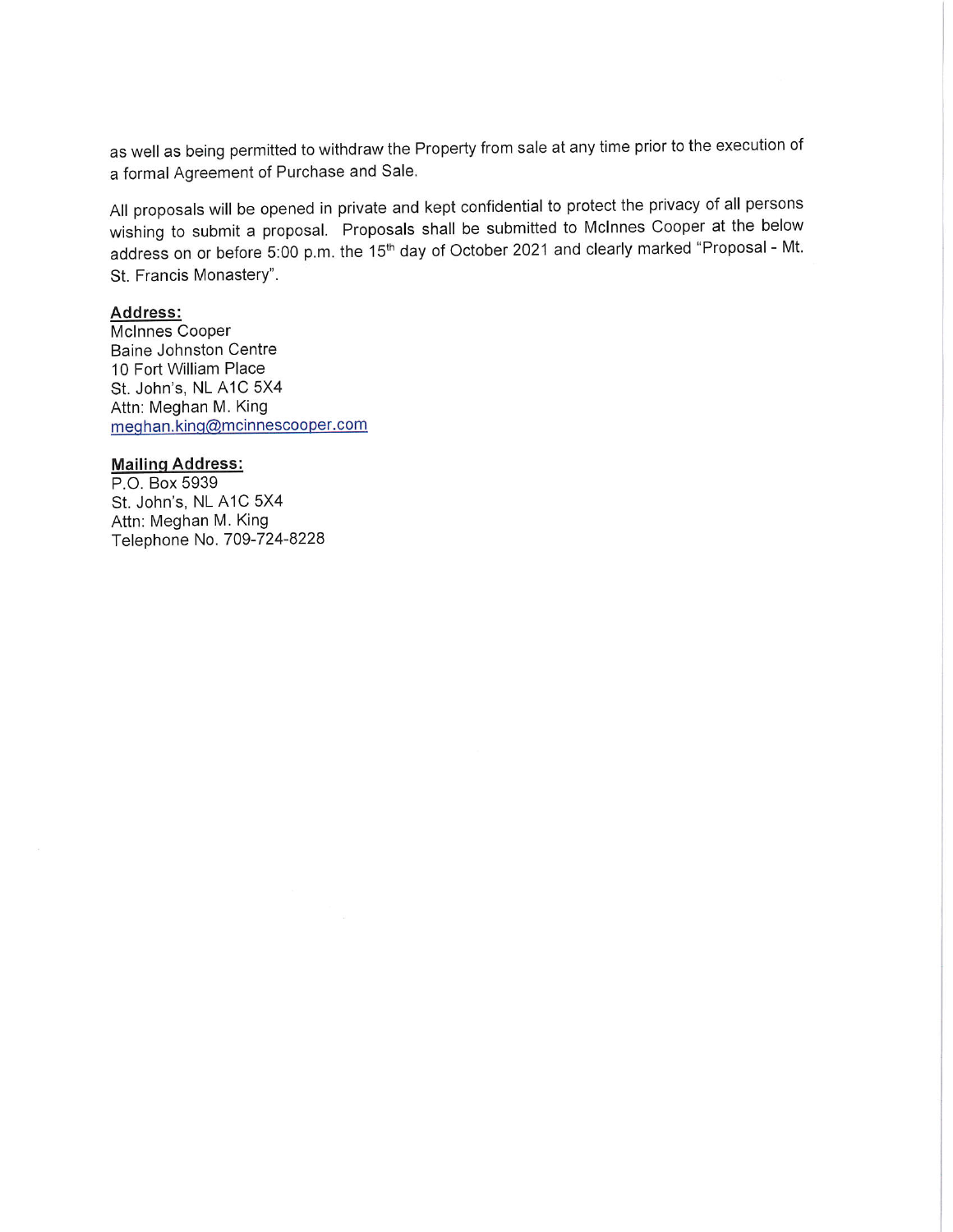as well as being permitted to withdraw the Property from sale at any time prior to the execution of a formal Agreement of Purchase and Sale.

All proposals will be opened in private and kept confidential to protect the privacy of all persons wishing to submit a proposal. Proposals shall be submitted to McInnes Cooper at the below address on or before 5:00 p.m. the 15th day of October 2021 and clearly marked "Proposal - Mt. St. Francis Monastery".

**Address:**
McInnes Cooper
Baine Johnston Centre
10 Fort William Place
St. John's, NL A1C 5X4
Attn: Meghan M. King
meghan.king@mcinnescooper.com

**Mailing Address:**
P.O. Box 5939
St. John's, NL A1C 5X4
Attn: Meghan M. King
Telephone No. 709-724-8228